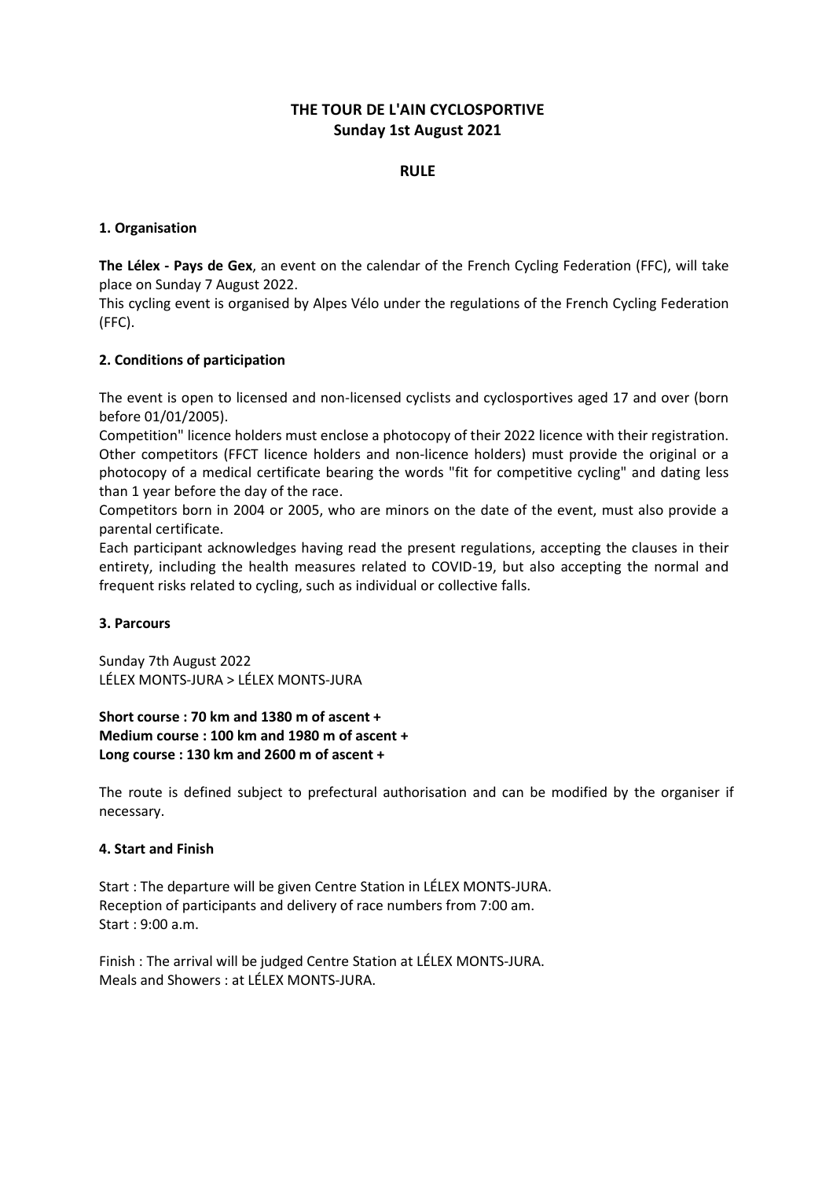# THE TOUR DE L'AIN CYCLOSPORTIVE
## Sunday 1st August 2021

## RULE

### 1. Organisation

**The Lélex - Pays de Gex**, an event on the calendar of the French Cycling Federation (FFC), will take place on Sunday 7 August 2022.

This cycling event is organised by Alpes Vélo under the regulations of the French Cycling Federation (FFC).

### 2. Conditions of participation

The event is open to licensed and non-licensed cyclists and cyclosportives aged 17 and over (born before 01/01/2005).

Competition" licence holders must enclose a photocopy of their 2022 licence with their registration. Other competitors (FFCT licence holders and non-licence holders) must provide the original or a photocopy of a medical certificate bearing the words "fit for competitive cycling" and dating less than 1 year before the day of the race.

Competitors born in 2004 or 2005, who are minors on the date of the event, must also provide a parental certificate.

Each participant acknowledges having read the present regulations, accepting the clauses in their entirety, including the health measures related to COVID-19, but also accepting the normal and frequent risks related to cycling, such as individual or collective falls.

### 3. Parcours

Sunday 7th August 2022
LÉLEX MONTS-JURA > LÉLEX MONTS-JURA

**Short course : 70 km and 1380 m of ascent +**
**Medium course : 100 km and 1980 m of ascent +**
**Long course : 130 km and 2600 m of ascent +**

The route is defined subject to prefectural authorisation and can be modified by the organiser if necessary.

### 4. Start and Finish

Start : The departure will be given Centre Station in LÉLEX MONTS-JURA.
Reception of participants and delivery of race numbers from 7:00 am.
Start : 9:00 a.m.

Finish : The arrival will be judged Centre Station at LÉLEX MONTS-JURA.
Meals and Showers : at LÉLEX MONTS-JURA.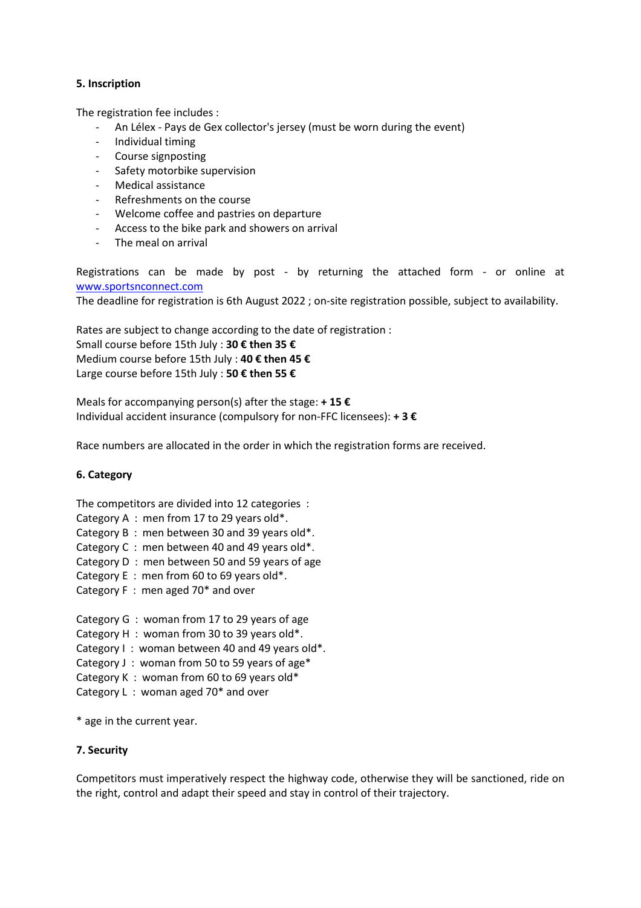**5. Inscription**

The registration fee includes :

- An Lélex - Pays de Gex collector's jersey (must be worn during the event)
- Individual timing
- Course signposting
- Safety motorbike supervision
- Medical assistance
- Refreshments on the course
- Welcome coffee and pastries on departure
- Access to the bike park and showers on arrival
- The meal on arrival

Registrations can be made by post - by returning the attached form - or online at www.sportsnconnect.com
The deadline for registration is 6th August 2022 ; on-site registration possible, subject to availability.

Rates are subject to change according to the date of registration :
Small course before 15th July : **30 € then 35 €**
Medium course before 15th July : **40 € then 45 €**
Large course before 15th July : **50 € then 55 €**

Meals for accompanying person(s) after the stage: **+ 15 €**
Individual accident insurance (compulsory for non-FFC licensees): **+ 3 €**

Race numbers are allocated in the order in which the registration forms are received.

**6. Category**

The competitors are divided into 12 categories :
Category A : men from 17 to 29 years old*.
Category B : men between 30 and 39 years old*.
Category C : men between 40 and 49 years old*.
Category D : men between 50 and 59 years of age
Category E : men from 60 to 69 years old*.
Category F : men aged 70* and over

Category G : woman from 17 to 29 years of age
Category H : woman from 30 to 39 years old*.
Category I : woman between 40 and 49 years old*.
Category J : woman from 50 to 59 years of age*
Category K : woman from 60 to 69 years old*
Category L : woman aged 70* and over

* age in the current year.

**7. Security**

Competitors must imperatively respect the highway code, otherwise they will be sanctioned, ride on the right, control and adapt their speed and stay in control of their trajectory.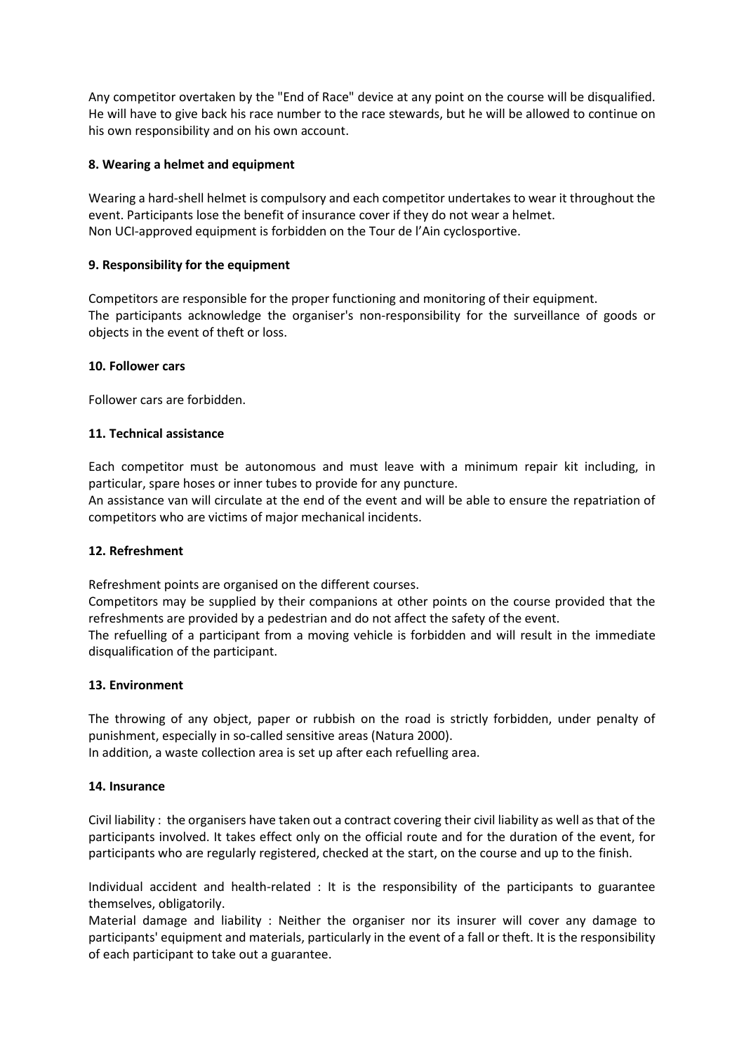Any competitor overtaken by the "End of Race" device at any point on the course will be disqualified. He will have to give back his race number to the race stewards, but he will be allowed to continue on his own responsibility and on his own account.

**8. Wearing a helmet and equipment**

Wearing a hard-shell helmet is compulsory and each competitor undertakes to wear it throughout the event. Participants lose the benefit of insurance cover if they do not wear a helmet.
Non UCI-approved equipment is forbidden on the Tour de l'Ain cyclosportive.

**9. Responsibility for the equipment**

Competitors are responsible for the proper functioning and monitoring of their equipment.
The participants acknowledge the organiser's non-responsibility for the surveillance of goods or objects in the event of theft or loss.

**10. Follower cars**

Follower cars are forbidden.

**11. Technical assistance**

Each competitor must be autonomous and must leave with a minimum repair kit including, in particular, spare hoses or inner tubes to provide for any puncture.
An assistance van will circulate at the end of the event and will be able to ensure the repatriation of competitors who are victims of major mechanical incidents.

**12. Refreshment**

Refreshment points are organised on the different courses.
Competitors may be supplied by their companions at other points on the course provided that the refreshments are provided by a pedestrian and do not affect the safety of the event.
The refuelling of a participant from a moving vehicle is forbidden and will result in the immediate disqualification of the participant.

**13. Environment**

The throwing of any object, paper or rubbish on the road is strictly forbidden, under penalty of punishment, especially in so-called sensitive areas (Natura 2000).
In addition, a waste collection area is set up after each refuelling area.

**14. Insurance**

Civil liability : the organisers have taken out a contract covering their civil liability as well as that of the participants involved. It takes effect only on the official route and for the duration of the event, for participants who are regularly registered, checked at the start, on the course and up to the finish.

Individual accident and health-related : It is the responsibility of the participants to guarantee themselves, obligatorily.
Material damage and liability : Neither the organiser nor its insurer will cover any damage to participants' equipment and materials, particularly in the event of a fall or theft. It is the responsibility of each participant to take out a guarantee.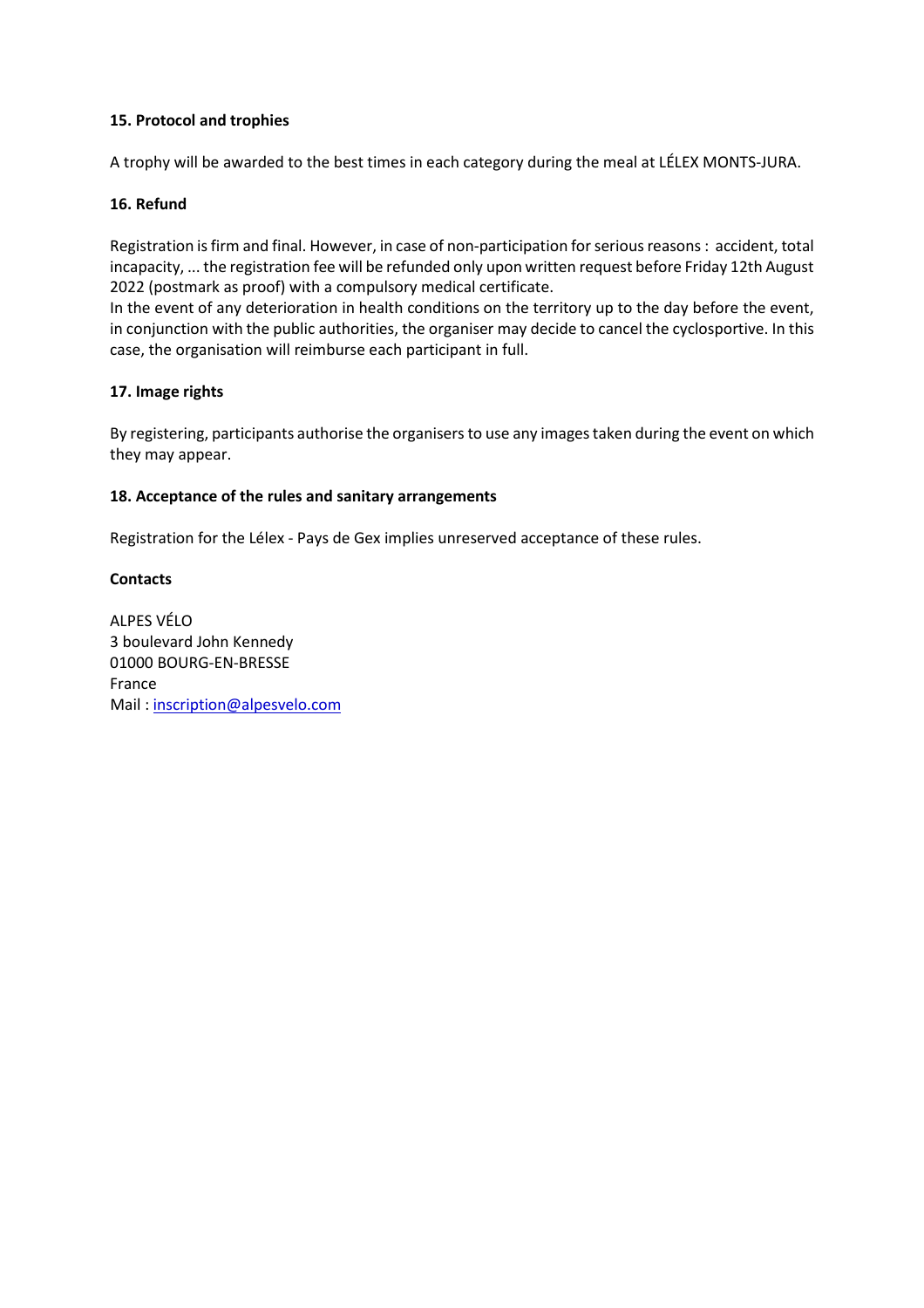**15. Protocol and trophies**

A trophy will be awarded to the best times in each category during the meal at LÉLEX MONTS-JURA.

**16. Refund**

Registration is firm and final. However, in case of non-participation for serious reasons : accident, total incapacity, ... the registration fee will be refunded only upon written request before Friday 12th August 2022 (postmark as proof) with a compulsory medical certificate.
In the event of any deterioration in health conditions on the territory up to the day before the event, in conjunction with the public authorities, the organiser may decide to cancel the cyclosportive. In this case, the organisation will reimburse each participant in full.

**17. Image rights**

By registering, participants authorise the organisers to use any images taken during the event on which they may appear.

**18. Acceptance of the rules and sanitary arrangements**

Registration for the Lélex - Pays de Gex implies unreserved acceptance of these rules.

**Contacts**

ALPES VÉLO
3 boulevard John Kennedy
01000 BOURG-EN-BRESSE
France
Mail : inscription@alpesvelo.com